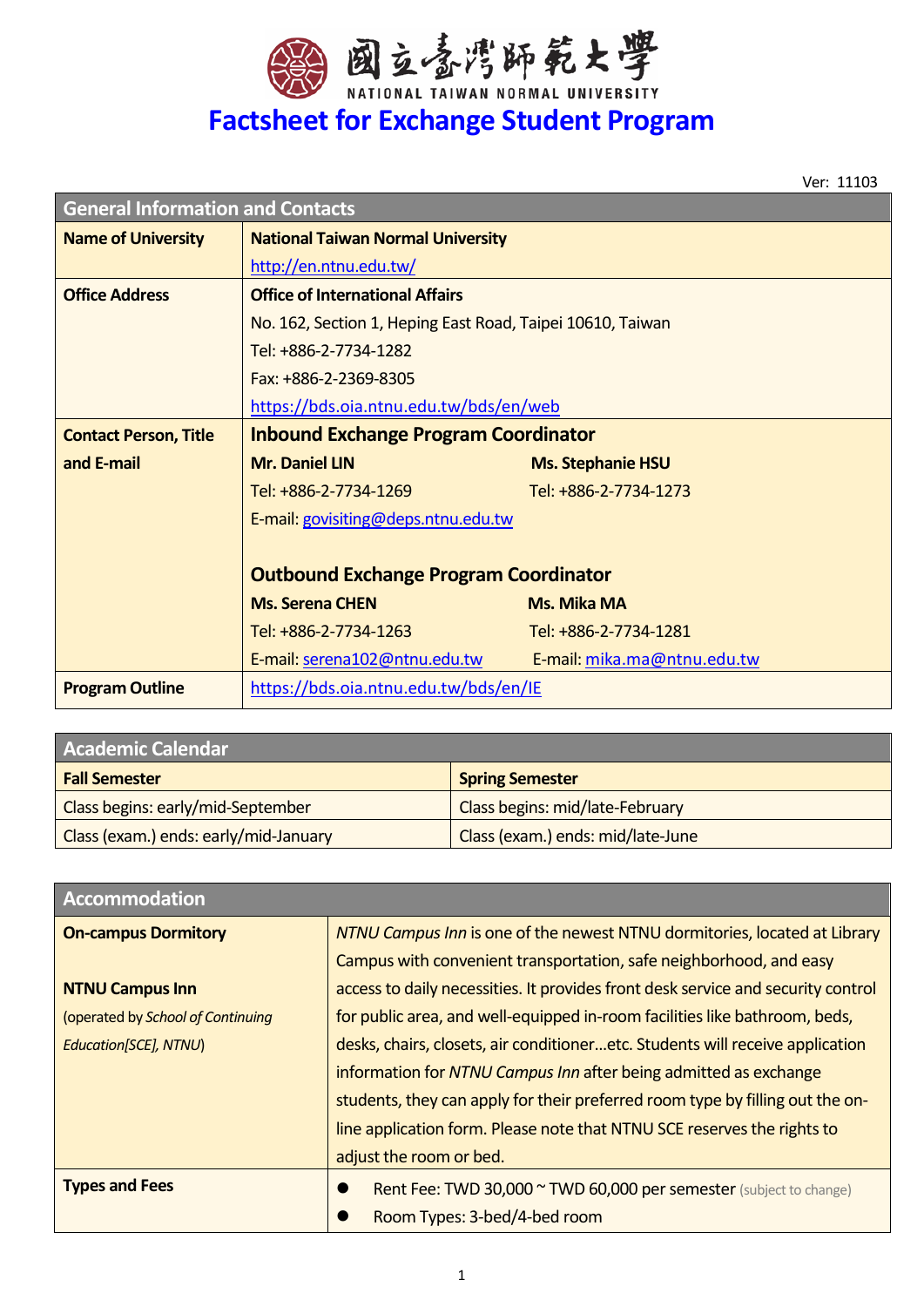国立臺灣師範大學

NATIONAL TAIWAN NORMAL UNIVERSITY

# Factsheet for Exchange Student Program

Ver: 11103

| General Information and Contacts | |
|---|---|
| **Name of University** | **National Taiwan Normal University**<br>http://en.ntnu.edu.tw/ |
| **Office Address** | **Office of International Affairs**<br>No. 162, Section 1, Heping East Road, Taipei 10610, Taiwan<br>Tel: +886-2-7734-1282<br>Fax: +886-2-2369-8305<br>https://bds.oia.ntnu.edu.tw/bds/en/web |
| **Contact Person, Title and E-mail** | **Inbound Exchange Program Coordinator**<br>**Mr. Daniel LIN** Tel: +886-2-7734-1269<br>**Ms. Stephanie HSU** Tel: +886-2-7734-1273<br>E-mail: govisiting@deps.ntnu.edu.tw<br><br>**Outbound Exchange Program Coordinator**<br>**Ms. Serena CHEN** Tel: +886-2-7734-1263 E-mail: serena102@ntnu.edu.tw<br>**Ms. Mika MA** Tel: +886-2-7734-1281 E-mail: mika.ma@ntnu.edu.tw |
| **Program Outline** | https://bds.oia.ntnu.edu.tw/bds/en/IE |

| Academic Calendar | |
|---|---|
| **Fall Semester** | **Spring Semester** |
| Class begins: early/mid-September | Class begins: mid/late-February |
| Class (exam.) ends: early/mid-January | Class (exam.) ends: mid/late-June |

| Accommodation | |
|---|---|
| **On-campus Dormitory**<br><br>**NTNU Campus Inn**<br>(operated by *School of Continuing Education[SCE], NTNU*) | *NTNU Campus Inn* is one of the newest NTNU dormitories, located at Library Campus with convenient transportation, safe neighborhood, and easy access to daily necessities. It provides front desk service and security control for public area, and well-equipped in-room facilities like bathroom, beds, desks, chairs, closets, air conditioner…etc. Students will receive application information for *NTNU Campus Inn* after being admitted as exchange students, they can apply for their preferred room type by filling out the on-line application form. Please note that NTNU SCE reserves the rights to adjust the room or bed. |
| **Types and Fees** | • Rent Fee: TWD 30,000 ~ TWD 60,000 per semester (subject to change)<br>• Room Types: 3-bed/4-bed room |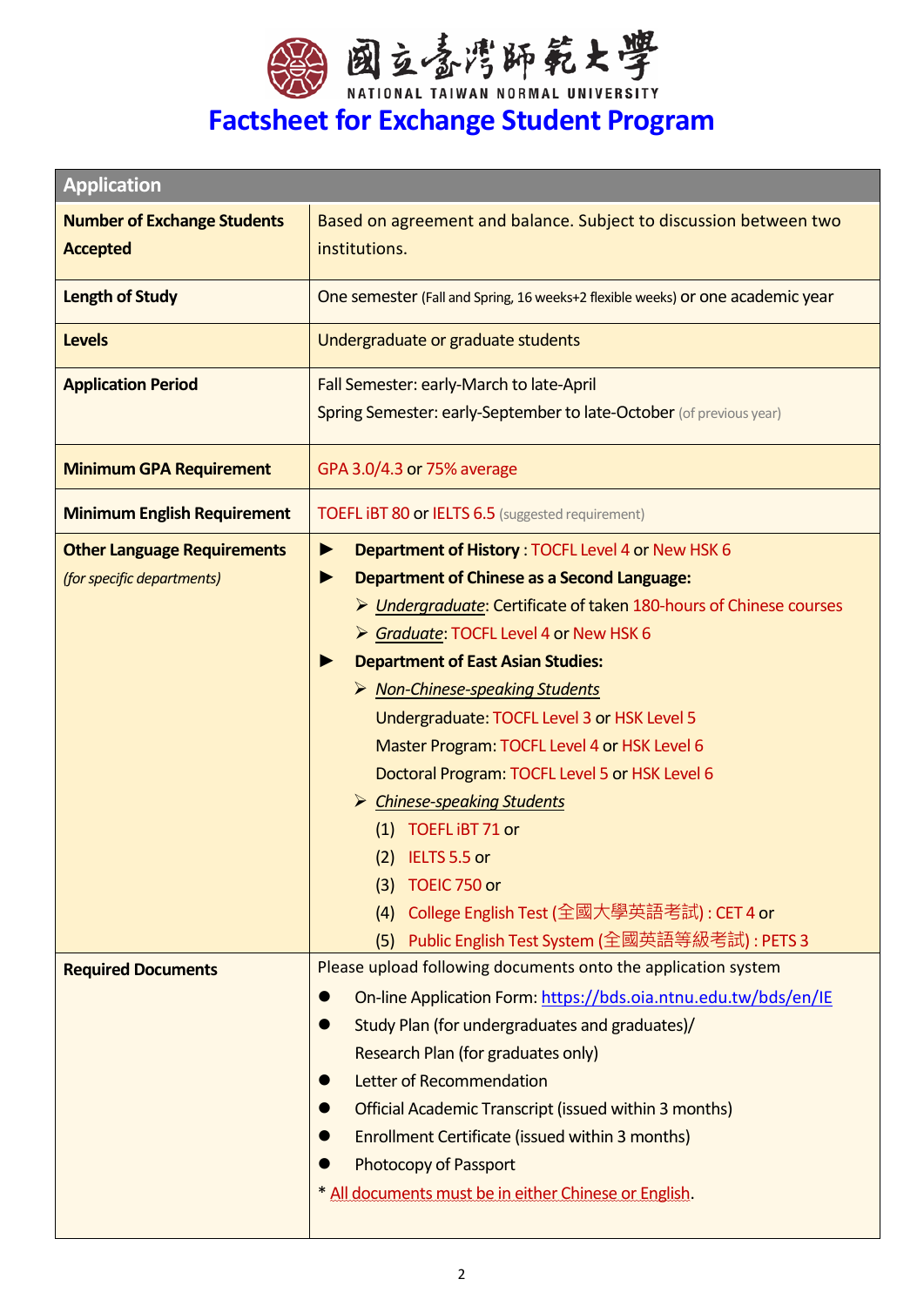國立臺灣師範大學
NATIONAL TAIWAN NORMAL UNIVERSITY

# Factsheet for Exchange Student Program

| Application | |
|---|---|
| **Number of Exchange Students Accepted** | Based on agreement and balance. Subject to discussion between two institutions. |
| **Length of Study** | One semester (Fall and Spring, 16 weeks+2 flexible weeks) or one academic year |
| **Levels** | Undergraduate or graduate students |
| **Application Period** | Fall Semester: early-March to late-April<br>Spring Semester: early-September to late-October (of previous year) |
| **Minimum GPA Requirement** | GPA 3.0/4.3 or 75% average |
| **Minimum English Requirement** | TOEFL iBT 80 or IELTS 6.5 (suggested requirement) |
| **Other Language Requirements** *(for specific departments)* | ► **Department of History** : TOCFL Level 4 or New HSK 6<br>► **Department of Chinese as a Second Language:**<br>➢ *Undergraduate*: Certificate of taken 180-hours of Chinese courses<br>➢ *Graduate*: TOCFL Level 4 or New HSK 6<br>► **Department of East Asian Studies:**<br>➢ *Non-Chinese-speaking Students*<br>Undergraduate: TOCFL Level 3 or HSK Level 5<br>Master Program: TOCFL Level 4 or HSK Level 6<br>Doctoral Program: TOCFL Level 5 or HSK Level 6<br>➢ *Chinese-speaking Students*<br>(1) TOEFL iBT 71 or<br>(2) IELTS 5.5 or<br>(3) TOEIC 750 or<br>(4) College English Test (全國大學英語考試) : CET 4 or<br>(5) Public English Test System (全國英語等級考試) : PETS 3 |
| **Required Documents** | Please upload following documents onto the application system<br>● On-line Application Form: https://bds.oia.ntnu.edu.tw/bds/en/IE<br>● Study Plan (for undergraduates and graduates)/ Research Plan (for graduates only)<br>● Letter of Recommendation<br>● Official Academic Transcript (issued within 3 months)<br>● Enrollment Certificate (issued within 3 months)<br>● Photocopy of Passport<br>* All documents must be in either Chinese or English. |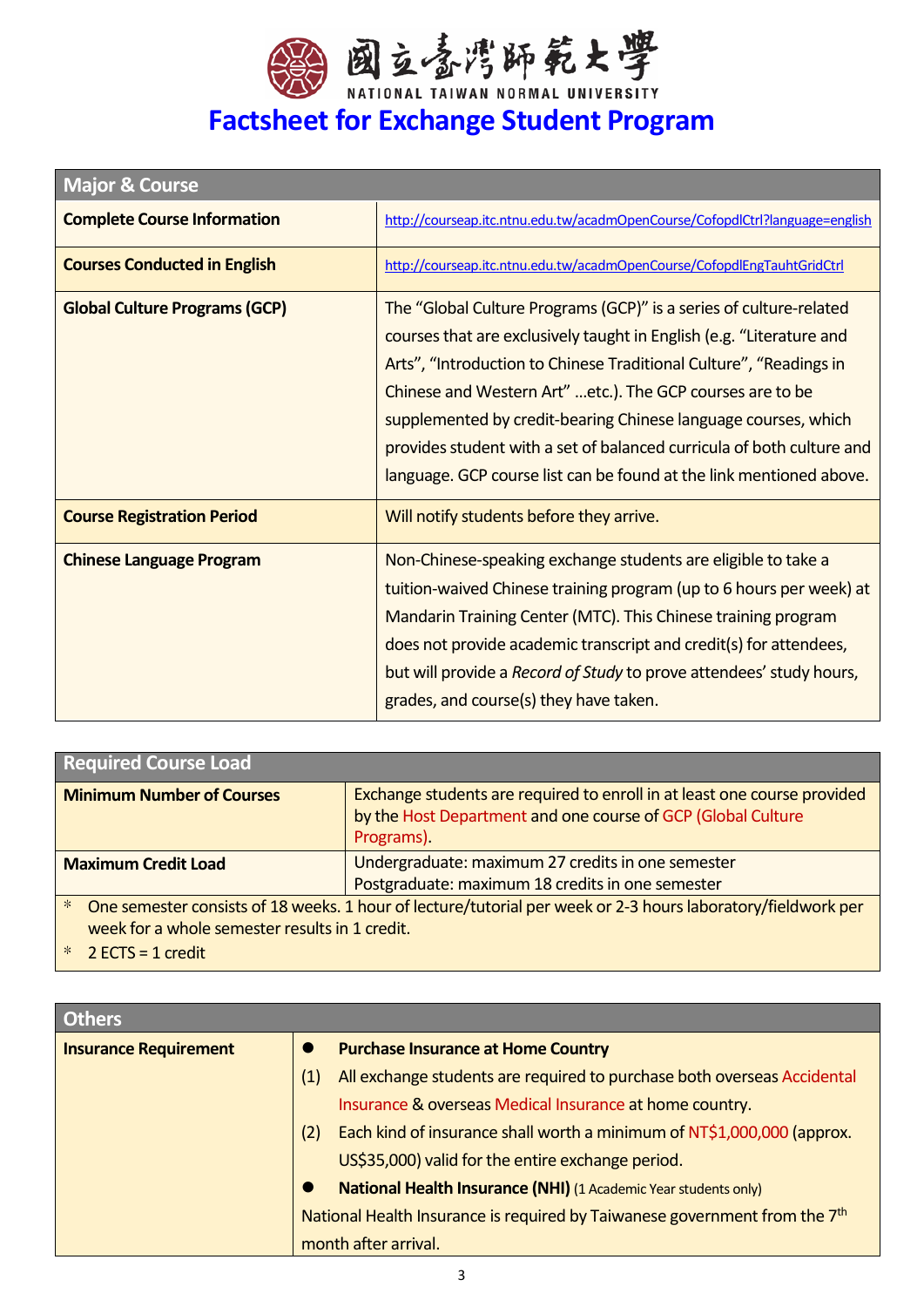國立臺灣師範大學
NATIONAL TAIWAN NORMAL UNIVERSITY

# Factsheet for Exchange Student Program

| Major & Course | |
|---|---|
| **Complete Course Information** | http://courseap.itc.ntnu.edu.tw/acadmOpenCourse/CofopdlCtrl?language=english |
| **Courses Conducted in English** | http://courseap.itc.ntnu.edu.tw/acadmOpenCourse/CofopdlEngTauhtGridCtrl |
| **Global Culture Programs (GCP)** | The "Global Culture Programs (GCP)" is a series of culture-related courses that are exclusively taught in English (e.g. "Literature and Arts", "Introduction to Chinese Traditional Culture", "Readings in Chinese and Western Art" …etc.). The GCP courses are to be supplemented by credit-bearing Chinese language courses, which provides student with a set of balanced curricula of both culture and language. GCP course list can be found at the link mentioned above. |
| **Course Registration Period** | Will notify students before they arrive. |
| **Chinese Language Program** | Non-Chinese-speaking exchange students are eligible to take a tuition-waived Chinese training program (up to 6 hours per week) at Mandarin Training Center (MTC). This Chinese training program does not provide academic transcript and credit(s) for attendees, but will provide a *Record of Study* to prove attendees' study hours, grades, and course(s) they have taken. |

| Required Course Load | |
|---|---|
| **Minimum Number of Courses** | Exchange students are required to enroll in at least one course provided by the Host Department and one course of GCP (Global Culture Programs). |
| **Maximum Credit Load** | Undergraduate: maximum 27 credits in one semester<br>Postgraduate: maximum 18 credits in one semester |

\* One semester consists of 18 weeks. 1 hour of lecture/tutorial per week or 2-3 hours laboratory/fieldwork per week for a whole semester results in 1 credit.

\* 2 ECTS = 1 credit

| Others | |
|---|---|
| **Insurance Requirement** | ● **Purchase Insurance at Home Country**<br>(1) All exchange students are required to purchase both overseas Accidental Insurance & overseas Medical Insurance at home country.<br>(2) Each kind of insurance shall worth a minimum of NT$1,000,000 (approx. US$35,000) valid for the entire exchange period.<br>● **National Health Insurance (NHI)** (1 Academic Year students only)<br>National Health Insurance is required by Taiwanese government from the 7th month after arrival. |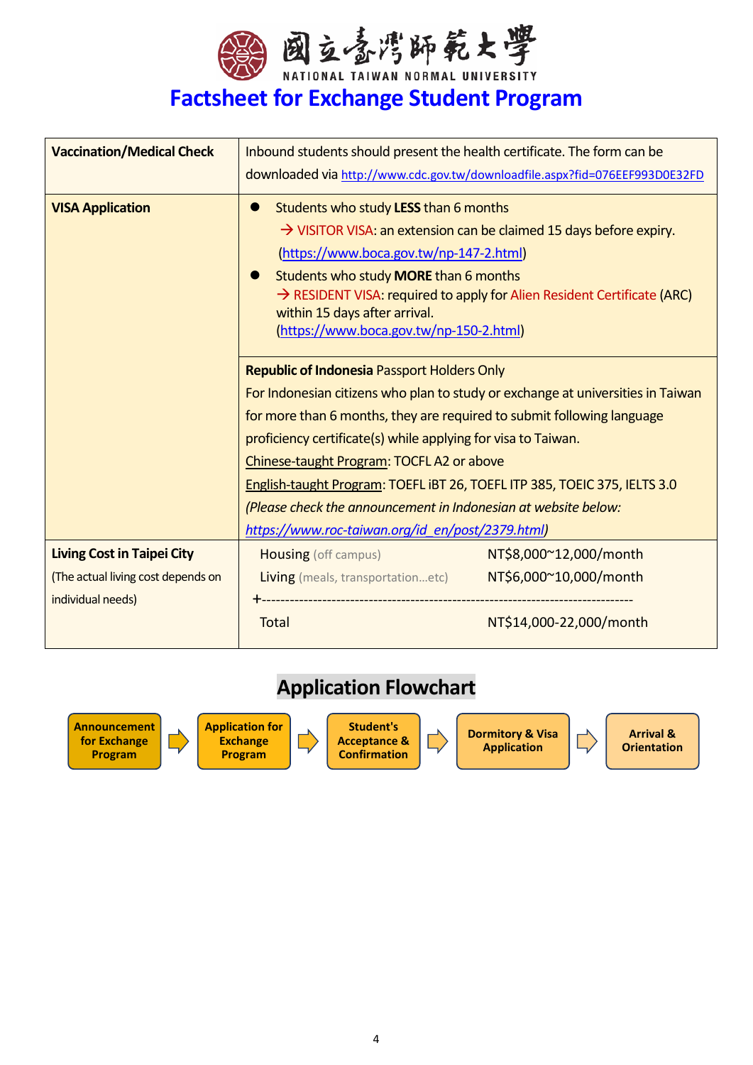# Factsheet for Exchange Student Program

| | |
|---|---|
| **Vaccination/Medical Check** | Inbound students should present the health certificate. The form can be downloaded via http://www.cdc.gov.tw/downloadfile.aspx?fid=076EEF993D0E32FD |
| **VISA Application** | • Students who study **LESS** than 6 months<br>→ VISITOR VISA: an extension can be claimed 15 days before expiry. (https://www.boca.gov.tw/np-147-2.html)<br>• Students who study **MORE** than 6 months<br>→ RESIDENT VISA: required to apply for Alien Resident Certificate (ARC) within 15 days after arrival. (https://www.boca.gov.tw/np-150-2.html) |
| | **Republic of Indonesia** Passport Holders Only<br>For Indonesian citizens who plan to study or exchange at universities in Taiwan for more than 6 months, they are required to submit following language proficiency certificate(s) while applying for visa to Taiwan.<br>Chinese-taught Program: TOCFL A2 or above<br>English-taught Program: TOEFL iBT 26, TOEFL ITP 385, TOEIC 375, IELTS 3.0<br>*(Please check the announcement in Indonesian at website below: https://www.roc-taiwan.org/id_en/post/2379.html)* |
| **Living Cost in Taipei City**<br>(The actual living cost depends on individual needs) | Housing (off campus) NT$8,000~12,000/month<br>Living (meals, transportation…etc) NT$6,000~10,000/month<br>+------------------------------------------------------------------------------<br>Total NT$14,000-22,000/month |

## Application Flowchart

Announcement for Exchange Program → Application for Exchange Program → Student's Acceptance & Confirmation → Dormitory & Visa Application → Arrival & Orientation